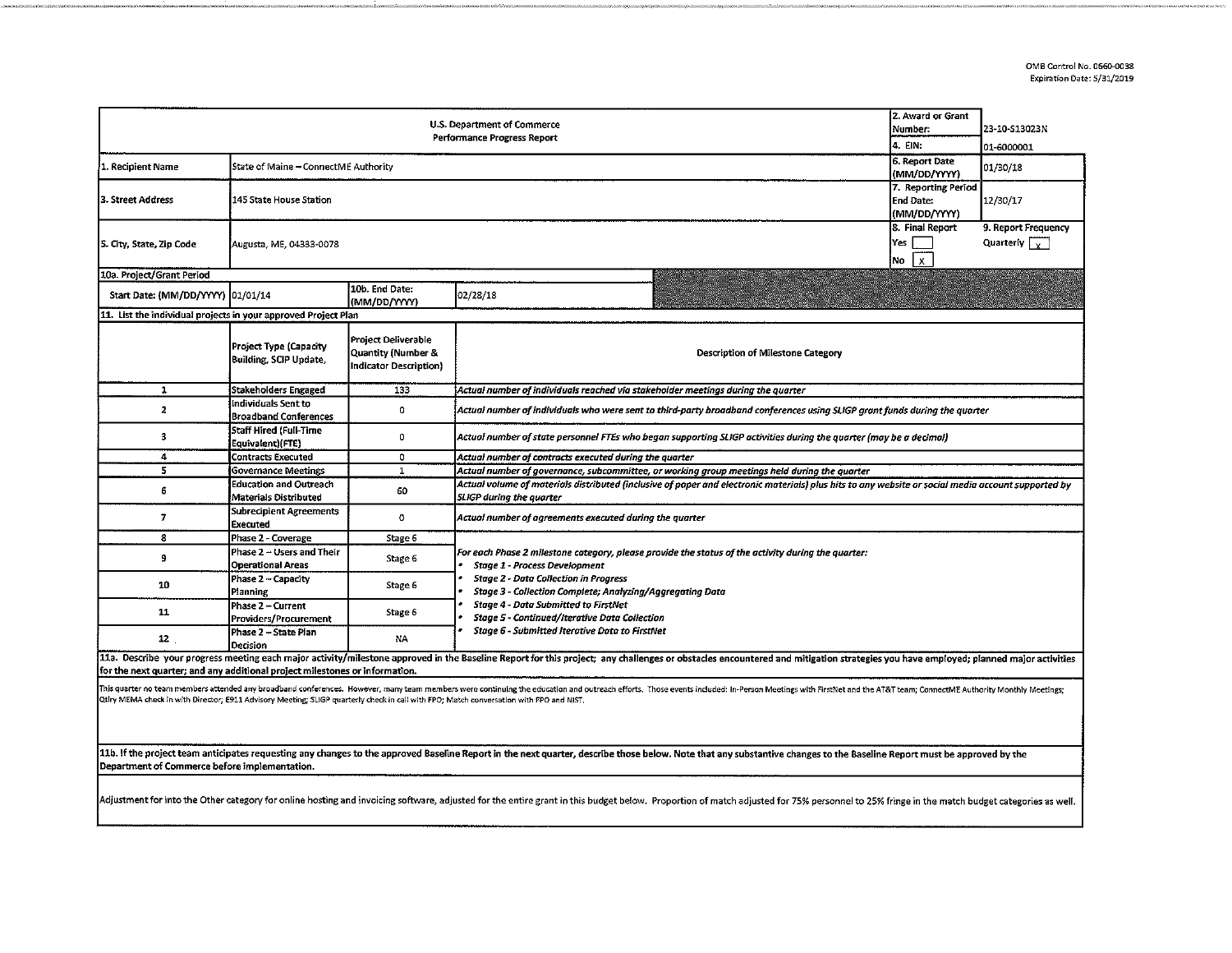OMB Control No. 0660-0038
Expiration Date: 5/31/2019

| U.S. Department of Commerce<br>Performance Progress Report | | | | 2. Award or Grant Number: | 23-10-S13023N |
|---|---|---|---|---|---|
| | | | | 4. EIN: | 01-6000001 |
| 1. Recipient Name | State of Maine – ConnectME Authority | | | 6. Report Date (MM/DD/YYYY) | 01/30/18 |
| 3. Street Address | 145 State House Station | | | 7. Reporting Period End Date: (MM/DD/YYYY) | 12/30/17 |
| 5. City, State, Zip Code | Augusta, ME, 04333-0078 | | | 8. Final Report<br>Yes [ ]<br>No [x] | 9. Report Frequency<br>Quarterly [x] |
| 10a. Project/Grant Period | | | | | |
| Start Date: (MM/DD/YYYY) | 01/01/14 | 10b. End Date: (MM/DD/YYYY) | 02/28/18 | | |

**11. List the individual projects in your approved Project Plan**

| | Project Type (Capacity Building, SCIP Update, | Project Deliverable Quantity (Number & Indicator Description) | Description of Milestone Category |
|---|---|---|---|
| 1 | Stakeholders Engaged | 133 | *Actual number of individuals reached via stakeholder meetings during the quarter* |
| 2 | Individuals Sent to Broadband Conferences | 0 | *Actual number of individuals who were sent to third-party broadband conferences using SLIGP grant funds during the quarter* |
| 3 | Staff Hired (Full-Time Equivalent)(FTE) | 0 | *Actual number of state personnel FTEs who began supporting SLIGP activities during the quarter (may be a decimal)* |
| 4 | Contracts Executed | 0 | *Actual number of contracts executed during the quarter* |
| 5 | Governance Meetings | 1 | *Actual number of governance, subcommittee, or working group meetings held during the quarter* |
| 6 | Education and Outreach Materials Distributed | 60 | *Actual volume of materials distributed (inclusive of paper and electronic materials) plus hits to any website or social media account supported by SLIGP during the quarter* |
| 7 | Subrecipient Agreements Executed | 0 | *Actual number of agreements executed during the quarter* |
| 8 | Phase 2 - Coverage | Stage 6 | *For each Phase 2 milestone category, please provide the status of the activity during the quarter:*<br>• *Stage 1 - Process Development*<br>• *Stage 2 - Data Collection in Progress*<br>• *Stage 3 - Collection Complete; Analyzing/Aggregating Data*<br>• *Stage 4 - Data Submitted to FirstNet*<br>• *Stage 5 - Continued/Iterative Data Collection*<br>• *Stage 6 - Submitted Iterative Data to FirstNet* |
| 9 | Phase 2 – Users and Their Operational Areas | Stage 6 | |
| 10 | Phase 2 – Capacity Planning | Stage 6 | |
| 11 | Phase 2 – Current Providers/Procurement | Stage 6 | |
| 12 | Phase 2 – State Plan Decision | NA | |

**11a. Describe your progress meeting each major activity/milestone approved in the Baseline Report for this project; any challenges or obstacles encountered and mitigation strategies you have employed; planned major activities for the next quarter; and any additional project milestones or information.**

This quarter no team members attended any broadband conferences. However, many team members were continuing the education and outreach efforts. Those events included: In-Person Meetings with FirstNet and the AT&T team; ConnectME Authority Monthly Meetings; Qtly MEMA check in with Director; E911 Advisory Meeting; SLIGP quarterly check in call with FPO; Match conversation with FPO and NIST.

**11b. If the project team anticipates requesting any changes to the approved Baseline Report in the next quarter, describe those below. Note that any substantive changes to the Baseline Report must be approved by the Department of Commerce before implementation.**

Adjustment for into the Other category for online hosting and invoicing software, adjusted for the entire grant in this budget below. Proportion of match adjusted for 75% personnel to 25% fringe in the match budget categories as well.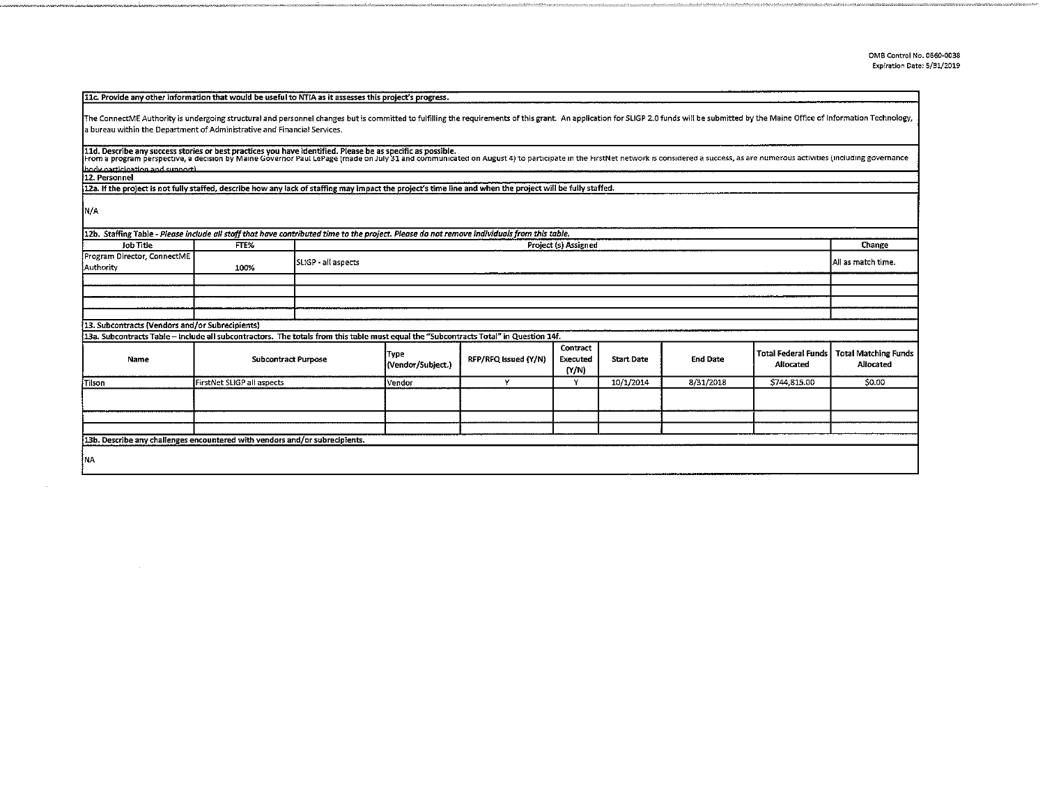OMB Control No. 0660-0038
Expiration Date: 5/31/2019

**11c. Provide any other information that would be useful to NTIA as it assesses this project's progress.**

The ConnectME Authority is undergoing structural and personnel changes but is committed to fulfilling the requirements of this grant. An application for SLIGP 2.0 funds will be submitted by the Maine Office of Information Technology, a bureau within the Department of Administrative and Financial Services.

**11d. Describe any success stories or best practices you have identified. Please be as specific as possible.**

From a program perspective, a decision by Maine Governor Paul LePage (made on July 31 and communicated on August 4) to participate in the FirstNet network is considered a success, as are numerous activities (including governance body participation and support).

**12. Personnel**

**12a. If the project is not fully staffed, describe how any lack of staffing may impact the project's time line and when the project will be fully staffed.**

N/A

**12b. Staffing Table** - *Please include all staff that have contributed time to the project. Please do not remove individuals from this table.*

| Job Title | FTE% | Project (s) Assigned | Change |
|---|---|---|---|
| Program Director, ConnectME Authority | 100% | SLIGP - all aspects | All as match time. |
| | | | |
| | | | |
| | | | |
| | | | |

**13. Subcontracts (Vendors and/or Subrecipients)**

**13a. Subcontracts Table – Include all subcontractors. The totals from this table must equal the "Subcontracts Total" in Question 14f.**

| Name | Subcontract Purpose | Type (Vendor/Subject.) | RFP/RFQ Issued (Y/N) | Contract Executed (Y/N) | Start Date | End Date | Total Federal Funds Allocated | Total Matching Funds Allocated |
|---|---|---|---|---|---|---|---|---|
| Tilson | FirstNet SLIGP all aspects | Vendor | Y | Y | 10/1/2014 | 8/31/2018 | $744,815.00 | $0.00 |
| | | | | | | | | |
| | | | | | | | | |
| | | | | | | | | |

**13b. Describe any challenges encountered with vendors and/or subrecipients.**

NA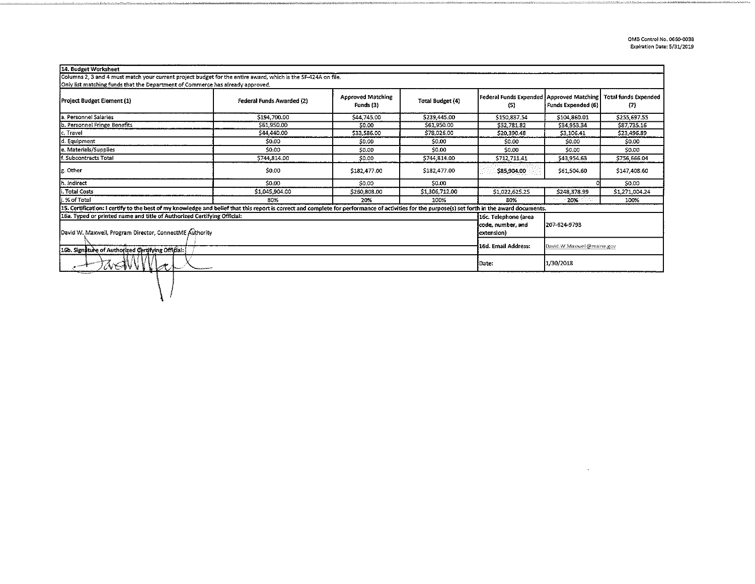OMB Control No. 0660-0038
Expiration Date: 5/31/2019

**14. Budget Worksheet**

Columns 2, 3 and 4 must match your current project budget for the entire award, which is the SF-424A on file.
Only list matching funds that the Department of Commerce has already approved.

| Project Budget Element (1) | Federal Funds Awarded (2) | Approved Matching Funds (3) | Total Budget (4) | Federal Funds Expended (5) | Approved Matching Funds Expended (6) | Total funds Expended (7) |
|---|---|---|---|---|---|---|
| a. Personnel Salaries | $194,700.00 | $44,745.00 | $239,445.00 | $150,837.54 | $104,860.01 | $255,697.55 |
| b. Personnel Fringe Benefits | $61,950.00 | $0.00 | $61,950.00 | $52,781.82 | $34,953.34 | $87,735.16 |
| c. Travel | $44,440.00 | $33,586.00 | $78,026.00 | $20,390.48 | $3,106.41 | $23,496.89 |
| d. Equipment | $0.00 | $0.00 | $0.00 | $0.00 | $0.00 | $0.00 |
| e. Materials/Supplies | $0.00 | $0.00 | $0.00 | $0.00 | $0.00 | $0.00 |
| f. Subcontracts Total | $744,814.00 | $0.00 | $744,814.00 | $712,711.41 | $43,954.63 | $756,666.04 |
| g. Other | $0.00 | $182,477.00 | $182,477.00 | $85,904.00 | $61,504.60 | $147,408.60 |
| h. Indirect | $0.00 | $0.00 | $0.00 | | 0 | $0.00 |
| i. Total Costs | $1,045,904.00 | $260,808.00 | $1,306,712.00 | $1,022,625.25 | $248,378.99 | $1,271,004.24 |
| j. % of Total | 80% | 20% | 100% | 80% | 20% | 100% |

**15. Certification:** I certify to the best of my knowledge and belief that this report is correct and complete for performance of activities for the purpose(s) set forth in the award documents.

| | | |
|---|---|---|
| 16a. Typed or printed name and title of Authorized Certifying Official: David W. Maxwell, Program Director, ConnectME Authority | 16c. Telephone (area code, number, and extension) | 207-624-9793 |
| 16b. Signature of Authorized Certifying Official: | 16d. Email Address: | David.W.Maxwell@maine.gov |
| | Date: | 1/30/2018 |